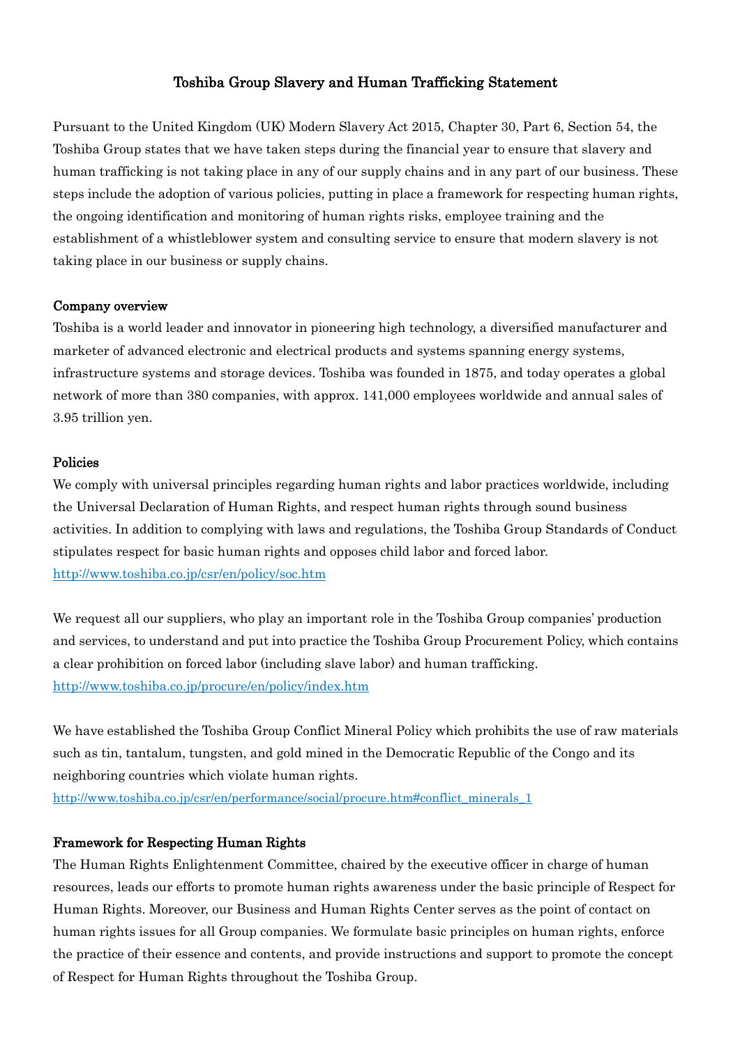# Toshiba Group Slavery and Human Trafficking Statement

Pursuant to the United Kingdom (UK) Modern Slavery Act 2015, Chapter 30, Part 6, Section 54, the Toshiba Group states that we have taken steps during the financial year to ensure that slavery and human trafficking is not taking place in any of our supply chains and in any part of our business. These steps include the adoption of various policies, putting in place a framework for respecting human rights, the ongoing identification and monitoring of human rights risks, employee training and the establishment of a whistleblower system and consulting service to ensure that modern slavery is not taking place in our business or supply chains.

## Company overview

Toshiba is a world leader and innovator in pioneering high technology, a diversified manufacturer and marketer of advanced electronic and electrical products and systems spanning energy systems, infrastructure systems and storage devices. Toshiba was founded in 1875, and today operates a global network of more than 380 companies, with approx. 141,000 employees worldwide and annual sales of 3.95 trillion yen.

## Policies

We comply with universal principles regarding human rights and labor practices worldwide, including the Universal Declaration of Human Rights, and respect human rights through sound business activities. In addition to complying with laws and regulations, the Toshiba Group Standards of Conduct stipulates respect for basic human rights and opposes child labor and forced labor.
http://www.toshiba.co.jp/csr/en/policy/soc.htm

We request all our suppliers, who play an important role in the Toshiba Group companies' production and services, to understand and put into practice the Toshiba Group Procurement Policy, which contains a clear prohibition on forced labor (including slave labor) and human trafficking.
http://www.toshiba.co.jp/procure/en/policy/index.htm

We have established the Toshiba Group Conflict Mineral Policy which prohibits the use of raw materials such as tin, tantalum, tungsten, and gold mined in the Democratic Republic of the Congo and its neighboring countries which violate human rights.
http://www.toshiba.co.jp/csr/en/performance/social/procure.htm#conflict_minerals_1

## Framework for Respecting Human Rights

The Human Rights Enlightenment Committee, chaired by the executive officer in charge of human resources, leads our efforts to promote human rights awareness under the basic principle of Respect for Human Rights. Moreover, our Business and Human Rights Center serves as the point of contact on human rights issues for all Group companies. We formulate basic principles on human rights, enforce the practice of their essence and contents, and provide instructions and support to promote the concept of Respect for Human Rights throughout the Toshiba Group.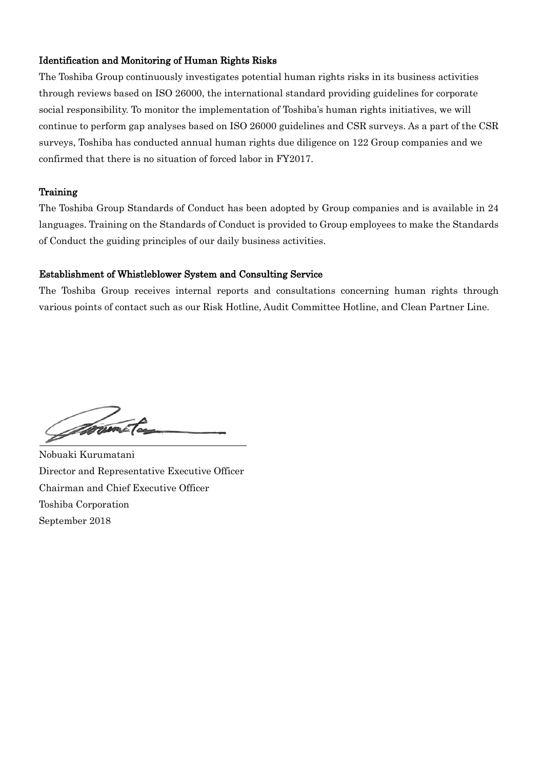### Identification and Monitoring of Human Rights Risks

The Toshiba Group continuously investigates potential human rights risks in its business activities through reviews based on ISO 26000, the international standard providing guidelines for corporate social responsibility. To monitor the implementation of Toshiba's human rights initiatives, we will continue to perform gap analyses based on ISO 26000 guidelines and CSR surveys. As a part of the CSR surveys, Toshiba has conducted annual human rights due diligence on 122 Group companies and we confirmed that there is no situation of forced labor in FY2017.

### Training

The Toshiba Group Standards of Conduct has been adopted by Group companies and is available in 24 languages. Training on the Standards of Conduct is provided to Group employees to make the Standards of Conduct the guiding principles of our daily business activities.

### Establishment of Whistleblower System and Consulting Service

The Toshiba Group receives internal reports and consultations concerning human rights through various points of contact such as our Risk Hotline, Audit Committee Hotline, and Clean Partner Line.

Nobuaki Kurumatani
Director and Representative Executive Officer
Chairman and Chief Executive Officer
Toshiba Corporation
September 2018